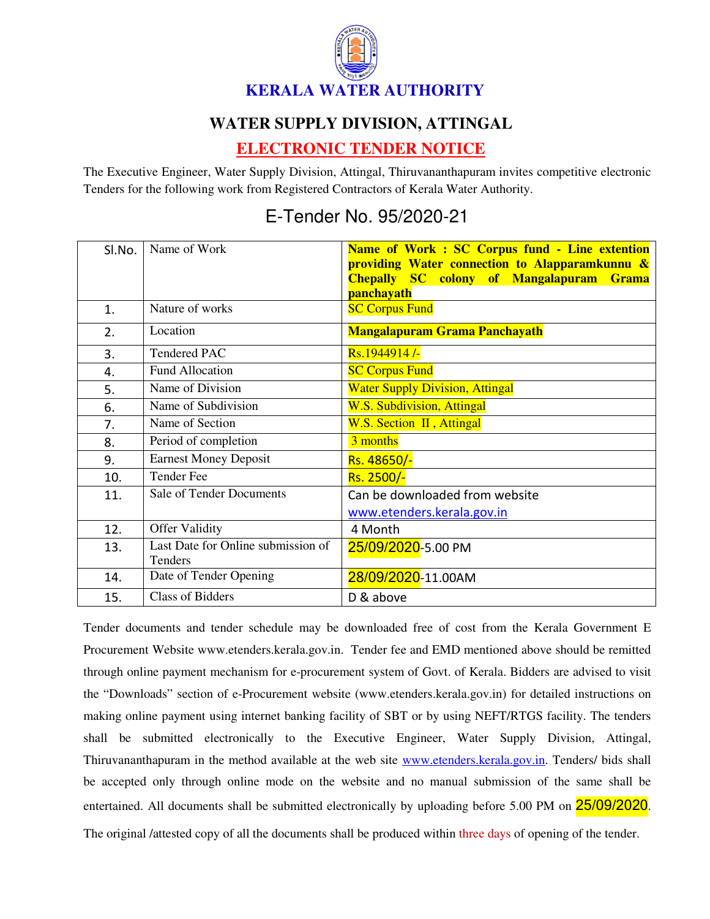# KERALA WATER AUTHORITY

## WATER SUPPLY DIVISION, ATTINGAL

## ELECTRONIC TENDER NOTICE

The Executive Engineer, Water Supply Division, Attingal, Thiruvananthapuram invites competitive electronic Tenders for the following work from Registered Contractors of Kerala Water Authority.

## E-Tender No. 95/2020-21

| Sl.No. | Name of Work | **Name of Work : SC Corpus fund - Line extention providing Water connection to Alapparamkunnu & Chepally SC colony of Mangalapuram Grama panchayath** |
|---|---|---|
| 1. | Nature of works | SC Corpus Fund |
| 2. | Location | **Mangalapuram Grama Panchayath** |
| 3. | Tendered PAC | Rs.1944914 /- |
| 4. | Fund Allocation | SC Corpus Fund |
| 5. | Name of Division | Water Supply Division, Attingal |
| 6. | Name of Subdivision | W.S. Subdivision, Attingal |
| 7. | Name of Section | W.S. Section II , Attingal |
| 8. | Period of completion | 3 months |
| 9. | Earnest Money Deposit | Rs. 48650/- |
| 10. | Tender Fee | Rs. 2500/- |
| 11. | Sale of Tender Documents | Can be downloaded from website www.etenders.kerala.gov.in |
| 12. | Offer Validity | 4 Month |
| 13. | Last Date for Online submission of Tenders | 25/09/2020-5.00 PM |
| 14. | Date of Tender Opening | 28/09/2020-11.00AM |
| 15. | Class of Bidders | D & above |

Tender documents and tender schedule may be downloaded free of cost from the Kerala Government E Procurement Website www.etenders.kerala.gov.in. Tender fee and EMD mentioned above should be remitted through online payment mechanism for e-procurement system of Govt. of Kerala. Bidders are advised to visit the "Downloads" section of e-Procurement website (www.etenders.kerala.gov.in) for detailed instructions on making online payment using internet banking facility of SBT or by using NEFT/RTGS facility. The tenders shall be submitted electronically to the Executive Engineer, Water Supply Division, Attingal, Thiruvananthapuram in the method available at the web site www.etenders.kerala.gov.in. Tenders/ bids shall be accepted only through online mode on the website and no manual submission of the same shall be entertained. All documents shall be submitted electronically by uploading before 5.00 PM on 25/09/2020.

The original /attested copy of all the documents shall be produced within three days of opening of the tender.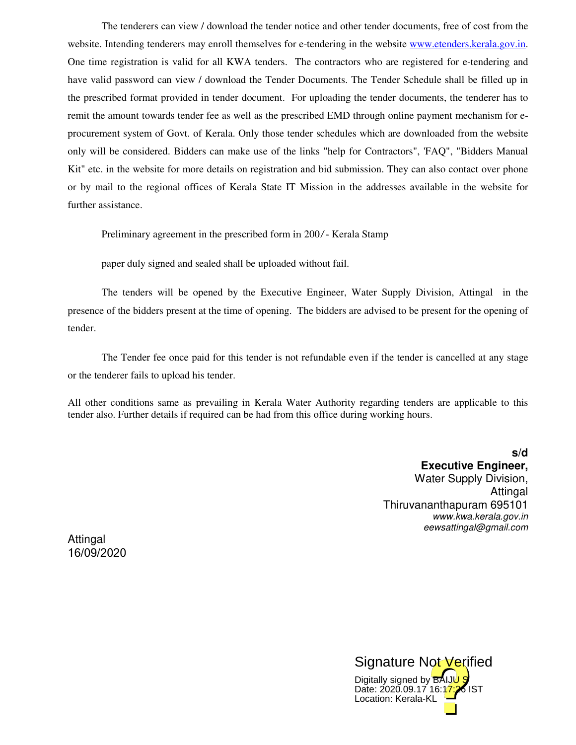The tenderers can view / download the tender notice and other tender documents, free of cost from the website. Intending tenderers may enroll themselves for e-tendering in the website www.etenders.kerala.gov.in. One time registration is valid for all KWA tenders. The contractors who are registered for e-tendering and have valid password can view / download the Tender Documents. The Tender Schedule shall be filled up in the prescribed format provided in tender document. For uploading the tender documents, the tenderer has to remit the amount towards tender fee as well as the prescribed EMD through online payment mechanism for e-procurement system of Govt. of Kerala. Only those tender schedules which are downloaded from the website only will be considered. Bidders can make use of the links "help for Contractors", 'FAQ", "Bidders Manual Kit" etc. in the website for more details on registration and bid submission. They can also contact over phone or by mail to the regional offices of Kerala State IT Mission in the addresses available in the website for further assistance.

Preliminary agreement in the prescribed form in 200/- Kerala Stamp

paper duly signed and sealed shall be uploaded without fail.

The tenders will be opened by the Executive Engineer, Water Supply Division, Attingal in the presence of the bidders present at the time of opening. The bidders are advised to be present for the opening of tender.

The Tender fee once paid for this tender is not refundable even if the tender is cancelled at any stage or the tenderer fails to upload his tender.

All other conditions same as prevailing in Kerala Water Authority regarding tenders are applicable to this tender also. Further details if required can be had from this office during working hours.

**s/d**
**Executive Engineer,**
Water Supply Division,
Attingal
Thiruvananthapuram 695101
*www.kwa.kerala.gov.in*
*eewsattingal@gmail.com*

Attingal
16/09/2020

Signature Not Verified
Digitally signed by BAIJU S
Date: 2020.09.17 16:17:26 IST
Location: Kerala-KL